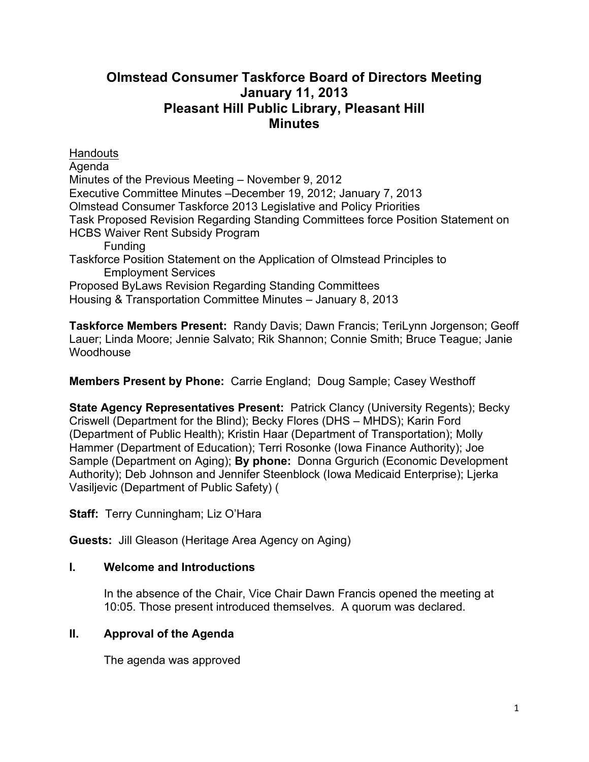# Olmstead Consumer Taskforce Board of Directors Meeting
# January 11, 2013
# Pleasant Hill Public Library, Pleasant Hill
# Minutes

<u>Handouts</u>
Agenda
Minutes of the Previous Meeting – November 9, 2012
Executive Committee Minutes –December 19, 2012; January 7, 2013
Olmstead Consumer Taskforce 2013 Legislative and Policy Priorities
Task Proposed Revision Regarding Standing Committees force Position Statement on HCBS Waiver Rent Subsidy Program
    Funding
Taskforce Position Statement on the Application of Olmstead Principles to
    Employment Services
Proposed ByLaws Revision Regarding Standing Committees
Housing & Transportation Committee Minutes – January 8, 2013

**Taskforce Members Present:** Randy Davis; Dawn Francis; TeriLynn Jorgenson; Geoff Lauer; Linda Moore; Jennie Salvato; Rik Shannon; Connie Smith; Bruce Teague; Janie Woodhouse

**Members Present by Phone:** Carrie England; Doug Sample; Casey Westhoff

**State Agency Representatives Present:** Patrick Clancy (University Regents); Becky Criswell (Department for the Blind); Becky Flores (DHS – MHDS); Karin Ford (Department of Public Health); Kristin Haar (Department of Transportation); Molly Hammer (Department of Education); Terri Rosonke (Iowa Finance Authority); Joe Sample (Department on Aging); **By phone:** Donna Grgurich (Economic Development Authority); Deb Johnson and Jennifer Steenblock (Iowa Medicaid Enterprise); Ljerka Vasiljevic (Department of Public Safety) (

**Staff:** Terry Cunningham; Liz O'Hara

**Guests:** Jill Gleason (Heritage Area Agency on Aging)

## I. Welcome and Introductions

In the absence of the Chair, Vice Chair Dawn Francis opened the meeting at 10:05. Those present introduced themselves. A quorum was declared.

## II. Approval of the Agenda

The agenda was approved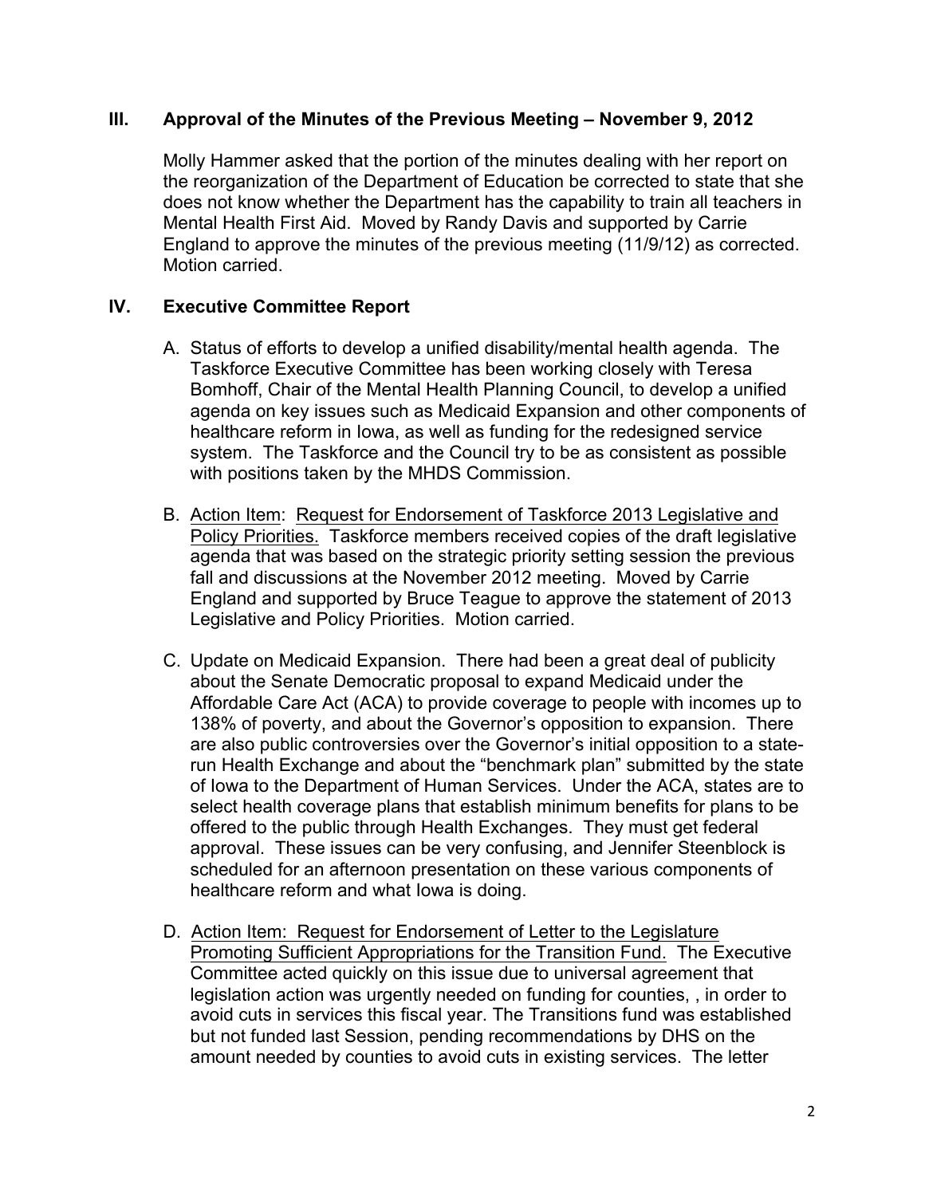## III. Approval of the Minutes of the Previous Meeting – November 9, 2012

Molly Hammer asked that the portion of the minutes dealing with her report on the reorganization of the Department of Education be corrected to state that she does not know whether the Department has the capability to train all teachers in Mental Health First Aid. Moved by Randy Davis and supported by Carrie England to approve the minutes of the previous meeting (11/9/12) as corrected. Motion carried.

## IV. Executive Committee Report

A. Status of efforts to develop a unified disability/mental health agenda. The Taskforce Executive Committee has been working closely with Teresa Bomhoff, Chair of the Mental Health Planning Council, to develop a unified agenda on key issues such as Medicaid Expansion and other components of healthcare reform in Iowa, as well as funding for the redesigned service system. The Taskforce and the Council try to be as consistent as possible with positions taken by the MHDS Commission.

B. Action Item: <u>Request for Endorsement of Taskforce 2013 Legislative and Policy Priorities.</u> Taskforce members received copies of the draft legislative agenda that was based on the strategic priority setting session the previous fall and discussions at the November 2012 meeting. Moved by Carrie England and supported by Bruce Teague to approve the statement of 2013 Legislative and Policy Priorities. Motion carried.

C. Update on Medicaid Expansion. There had been a great deal of publicity about the Senate Democratic proposal to expand Medicaid under the Affordable Care Act (ACA) to provide coverage to people with incomes up to 138% of poverty, and about the Governor's opposition to expansion. There are also public controversies over the Governor's initial opposition to a state-run Health Exchange and about the "benchmark plan" submitted by the state of Iowa to the Department of Human Services. Under the ACA, states are to select health coverage plans that establish minimum benefits for plans to be offered to the public through Health Exchanges. They must get federal approval. These issues can be very confusing, and Jennifer Steenblock is scheduled for an afternoon presentation on these various components of healthcare reform and what Iowa is doing.

D. <u>Action Item: Request for Endorsement of Letter to the Legislature Promoting Sufficient Appropriations for the Transition Fund.</u> The Executive Committee acted quickly on this issue due to universal agreement that legislation action was urgently needed on funding for counties, , in order to avoid cuts in services this fiscal year. The Transitions fund was established but not funded last Session, pending recommendations by DHS on the amount needed by counties to avoid cuts in existing services. The letter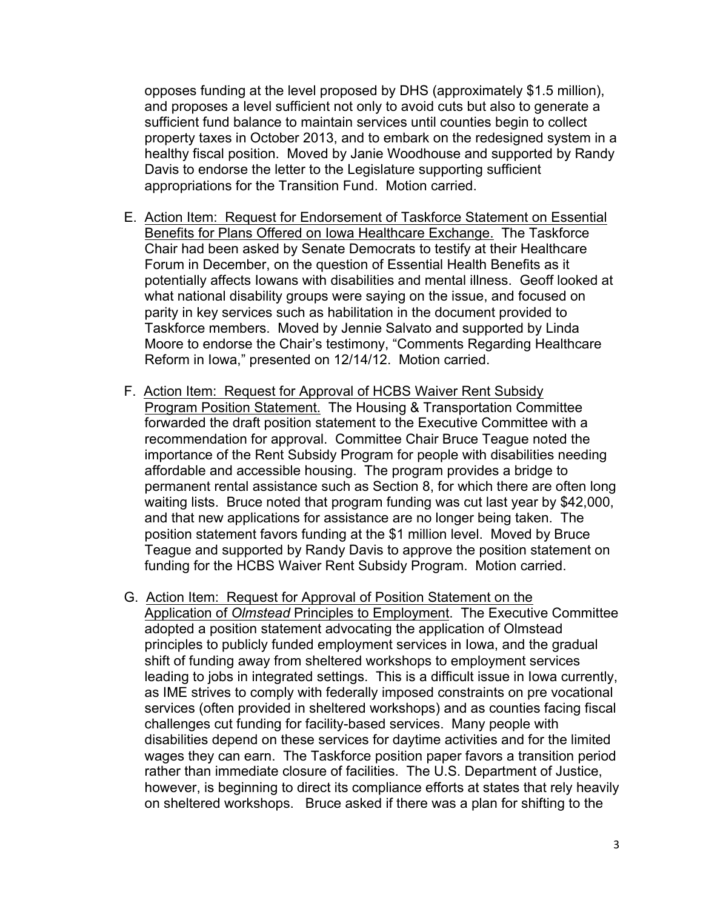opposes funding at the level proposed by DHS (approximately $1.5 million), and proposes a level sufficient not only to avoid cuts but also to generate a sufficient fund balance to maintain services until counties begin to collect property taxes in October 2013, and to embark on the redesigned system in a healthy fiscal position. Moved by Janie Woodhouse and supported by Randy Davis to endorse the letter to the Legislature supporting sufficient appropriations for the Transition Fund. Motion carried.

E. Action Item: Request for Endorsement of Taskforce Statement on Essential Benefits for Plans Offered on Iowa Healthcare Exchange. The Taskforce Chair had been asked by Senate Democrats to testify at their Healthcare Forum in December, on the question of Essential Health Benefits as it potentially affects Iowans with disabilities and mental illness. Geoff looked at what national disability groups were saying on the issue, and focused on parity in key services such as habilitation in the document provided to Taskforce members. Moved by Jennie Salvato and supported by Linda Moore to endorse the Chair's testimony, "Comments Regarding Healthcare Reform in Iowa," presented on 12/14/12. Motion carried.

F. Action Item: Request for Approval of HCBS Waiver Rent Subsidy Program Position Statement. The Housing & Transportation Committee forwarded the draft position statement to the Executive Committee with a recommendation for approval. Committee Chair Bruce Teague noted the importance of the Rent Subsidy Program for people with disabilities needing affordable and accessible housing. The program provides a bridge to permanent rental assistance such as Section 8, for which there are often long waiting lists. Bruce noted that program funding was cut last year by $42,000, and that new applications for assistance are no longer being taken. The position statement favors funding at the $1 million level. Moved by Bruce Teague and supported by Randy Davis to approve the position statement on funding for the HCBS Waiver Rent Subsidy Program. Motion carried.

G. Action Item: Request for Approval of Position Statement on the Application of *Olmstead* Principles to Employment. The Executive Committee adopted a position statement advocating the application of Olmstead principles to publicly funded employment services in Iowa, and the gradual shift of funding away from sheltered workshops to employment services leading to jobs in integrated settings. This is a difficult issue in Iowa currently, as IME strives to comply with federally imposed constraints on pre vocational services (often provided in sheltered workshops) and as counties facing fiscal challenges cut funding for facility-based services. Many people with disabilities depend on these services for daytime activities and for the limited wages they can earn. The Taskforce position paper favors a transition period rather than immediate closure of facilities. The U.S. Department of Justice, however, is beginning to direct its compliance efforts at states that rely heavily on sheltered workshops. Bruce asked if there was a plan for shifting to the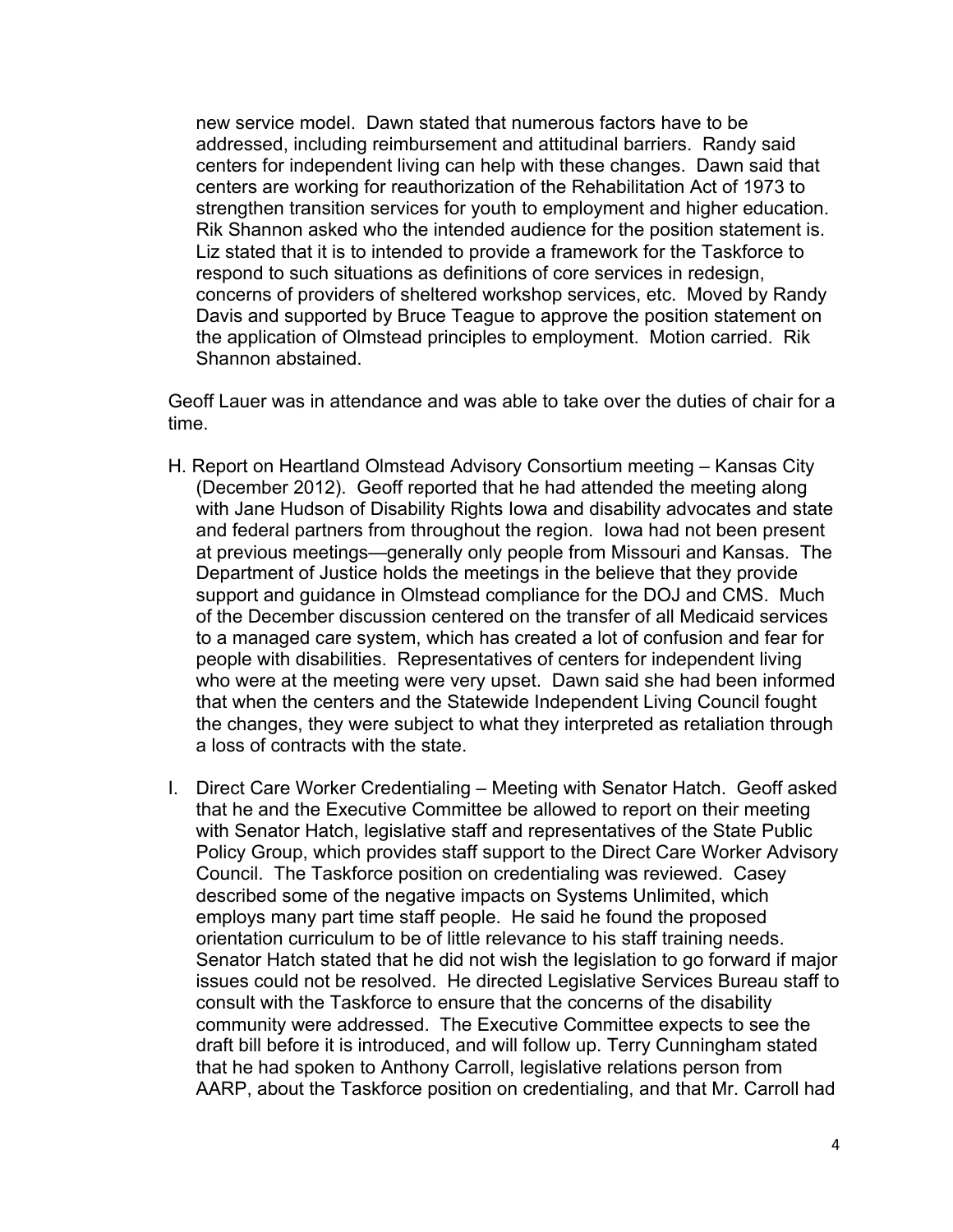new service model. Dawn stated that numerous factors have to be addressed, including reimbursement and attitudinal barriers. Randy said centers for independent living can help with these changes. Dawn said that centers are working for reauthorization of the Rehabilitation Act of 1973 to strengthen transition services for youth to employment and higher education. Rik Shannon asked who the intended audience for the position statement is. Liz stated that it is to intended to provide a framework for the Taskforce to respond to such situations as definitions of core services in redesign, concerns of providers of sheltered workshop services, etc. Moved by Randy Davis and supported by Bruce Teague to approve the position statement on the application of Olmstead principles to employment. Motion carried. Rik Shannon abstained.

Geoff Lauer was in attendance and was able to take over the duties of chair for a time.

H. Report on Heartland Olmstead Advisory Consortium meeting – Kansas City (December 2012). Geoff reported that he had attended the meeting along with Jane Hudson of Disability Rights Iowa and disability advocates and state and federal partners from throughout the region. Iowa had not been present at previous meetings—generally only people from Missouri and Kansas. The Department of Justice holds the meetings in the believe that they provide support and guidance in Olmstead compliance for the DOJ and CMS. Much of the December discussion centered on the transfer of all Medicaid services to a managed care system, which has created a lot of confusion and fear for people with disabilities. Representatives of centers for independent living who were at the meeting were very upset. Dawn said she had been informed that when the centers and the Statewide Independent Living Council fought the changes, they were subject to what they interpreted as retaliation through a loss of contracts with the state.

I. Direct Care Worker Credentialing – Meeting with Senator Hatch. Geoff asked that he and the Executive Committee be allowed to report on their meeting with Senator Hatch, legislative staff and representatives of the State Public Policy Group, which provides staff support to the Direct Care Worker Advisory Council. The Taskforce position on credentialing was reviewed. Casey described some of the negative impacts on Systems Unlimited, which employs many part time staff people. He said he found the proposed orientation curriculum to be of little relevance to his staff training needs. Senator Hatch stated that he did not wish the legislation to go forward if major issues could not be resolved. He directed Legislative Services Bureau staff to consult with the Taskforce to ensure that the concerns of the disability community were addressed. The Executive Committee expects to see the draft bill before it is introduced, and will follow up. Terry Cunningham stated that he had spoken to Anthony Carroll, legislative relations person from AARP, about the Taskforce position on credentialing, and that Mr. Carroll had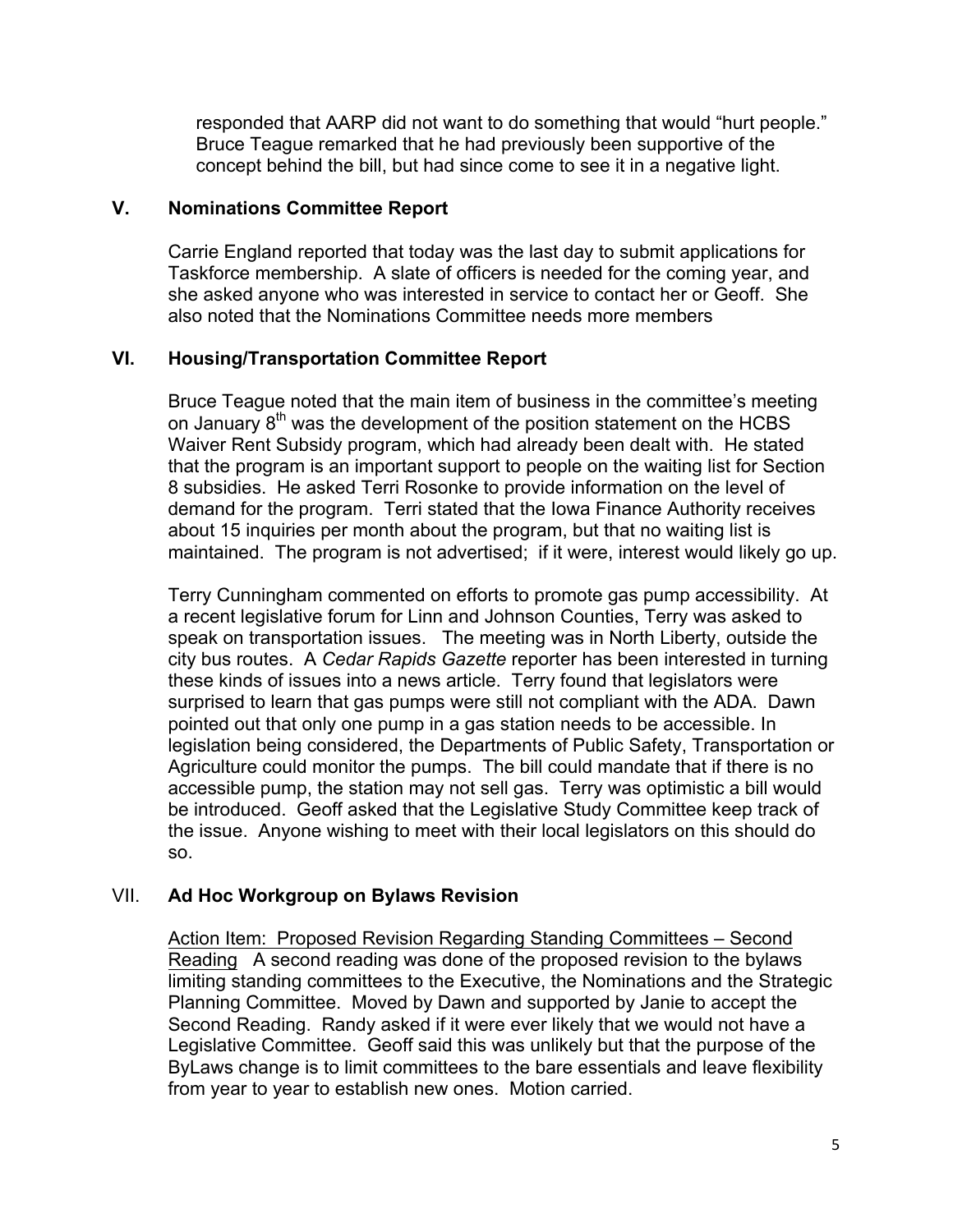responded that AARP did not want to do something that would "hurt people." Bruce Teague remarked that he had previously been supportive of the concept behind the bill, but had since come to see it in a negative light.

## V. Nominations Committee Report

Carrie England reported that today was the last day to submit applications for Taskforce membership. A slate of officers is needed for the coming year, and she asked anyone who was interested in service to contact her or Geoff. She also noted that the Nominations Committee needs more members

## VI. Housing/Transportation Committee Report

Bruce Teague noted that the main item of business in the committee's meeting on January 8th was the development of the position statement on the HCBS Waiver Rent Subsidy program, which had already been dealt with. He stated that the program is an important support to people on the waiting list for Section 8 subsidies. He asked Terri Rosonke to provide information on the level of demand for the program. Terri stated that the Iowa Finance Authority receives about 15 inquiries per month about the program, but that no waiting list is maintained. The program is not advertised; if it were, interest would likely go up.

Terry Cunningham commented on efforts to promote gas pump accessibility. At a recent legislative forum for Linn and Johnson Counties, Terry was asked to speak on transportation issues. The meeting was in North Liberty, outside the city bus routes. A *Cedar Rapids Gazette* reporter has been interested in turning these kinds of issues into a news article. Terry found that legislators were surprised to learn that gas pumps were still not compliant with the ADA. Dawn pointed out that only one pump in a gas station needs to be accessible. In legislation being considered, the Departments of Public Safety, Transportation or Agriculture could monitor the pumps. The bill could mandate that if there is no accessible pump, the station may not sell gas. Terry was optimistic a bill would be introduced. Geoff asked that the Legislative Study Committee keep track of the issue. Anyone wishing to meet with their local legislators on this should do so.

## VII. Ad Hoc Workgroup on Bylaws Revision

Action Item: Proposed Revision Regarding Standing Committees – Second Reading A second reading was done of the proposed revision to the bylaws limiting standing committees to the Executive, the Nominations and the Strategic Planning Committee. Moved by Dawn and supported by Janie to accept the Second Reading. Randy asked if it were ever likely that we would not have a Legislative Committee. Geoff said this was unlikely but that the purpose of the ByLaws change is to limit committees to the bare essentials and leave flexibility from year to year to establish new ones. Motion carried.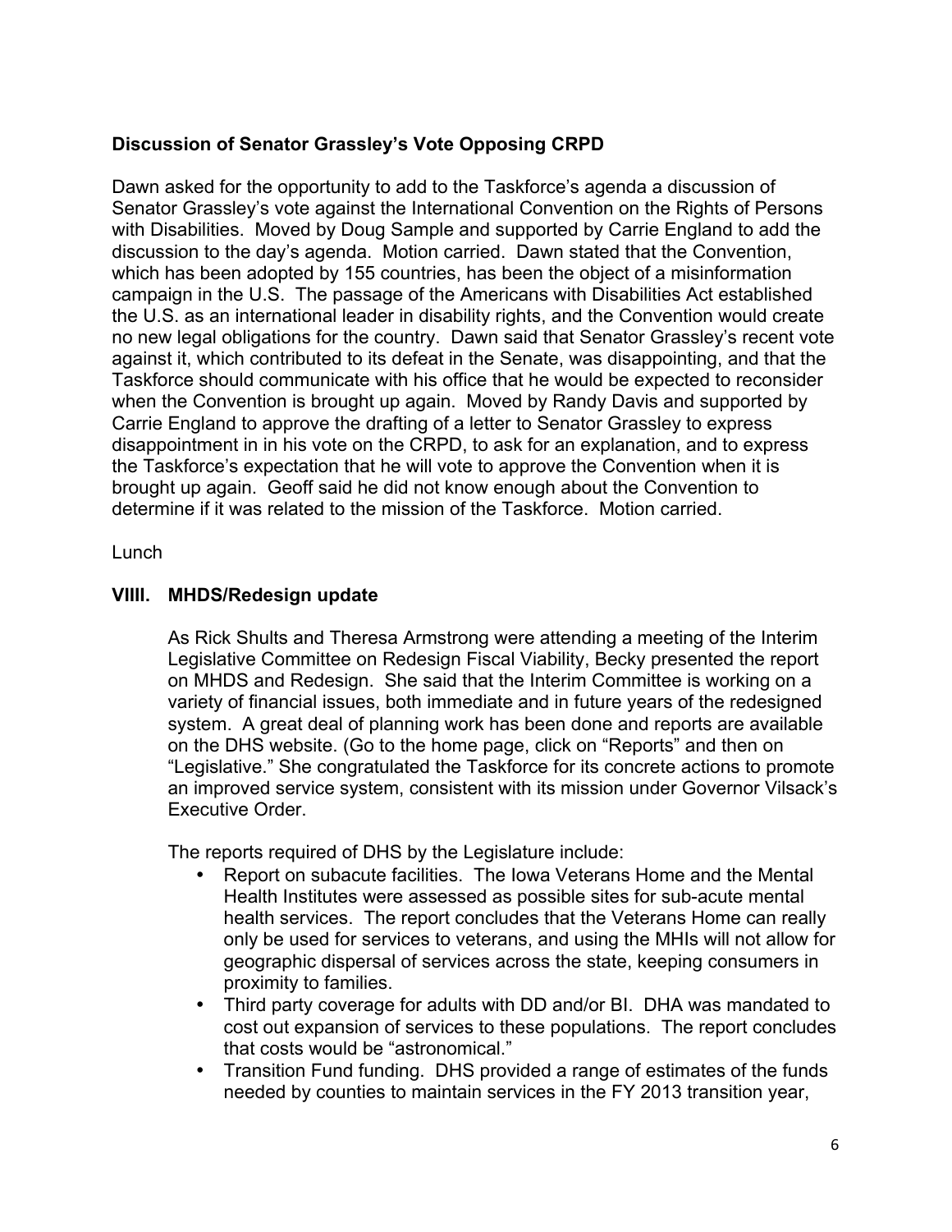**Discussion of Senator Grassley's Vote Opposing CRPD**

Dawn asked for the opportunity to add to the Taskforce's agenda a discussion of Senator Grassley's vote against the International Convention on the Rights of Persons with Disabilities. Moved by Doug Sample and supported by Carrie England to add the discussion to the day's agenda. Motion carried. Dawn stated that the Convention, which has been adopted by 155 countries, has been the object of a misinformation campaign in the U.S. The passage of the Americans with Disabilities Act established the U.S. as an international leader in disability rights, and the Convention would create no new legal obligations for the country. Dawn said that Senator Grassley's recent vote against it, which contributed to its defeat in the Senate, was disappointing, and that the Taskforce should communicate with his office that he would be expected to reconsider when the Convention is brought up again. Moved by Randy Davis and supported by Carrie England to approve the drafting of a letter to Senator Grassley to express disappointment in in his vote on the CRPD, to ask for an explanation, and to express the Taskforce's expectation that he will vote to approve the Convention when it is brought up again. Geoff said he did not know enough about the Convention to determine if it was related to the mission of the Taskforce. Motion carried.

Lunch

**VIIII. MHDS/Redesign update**

As Rick Shults and Theresa Armstrong were attending a meeting of the Interim Legislative Committee on Redesign Fiscal Viability, Becky presented the report on MHDS and Redesign. She said that the Interim Committee is working on a variety of financial issues, both immediate and in future years of the redesigned system. A great deal of planning work has been done and reports are available on the DHS website. (Go to the home page, click on "Reports" and then on "Legislative." She congratulated the Taskforce for its concrete actions to promote an improved service system, consistent with its mission under Governor Vilsack's Executive Order.

The reports required of DHS by the Legislature include:

- Report on subacute facilities. The Iowa Veterans Home and the Mental Health Institutes were assessed as possible sites for sub-acute mental health services. The report concludes that the Veterans Home can really only be used for services to veterans, and using the MHIs will not allow for geographic dispersal of services across the state, keeping consumers in proximity to families.
- Third party coverage for adults with DD and/or BI. DHA was mandated to cost out expansion of services to these populations. The report concludes that costs would be "astronomical."
- Transition Fund funding. DHS provided a range of estimates of the funds needed by counties to maintain services in the FY 2013 transition year,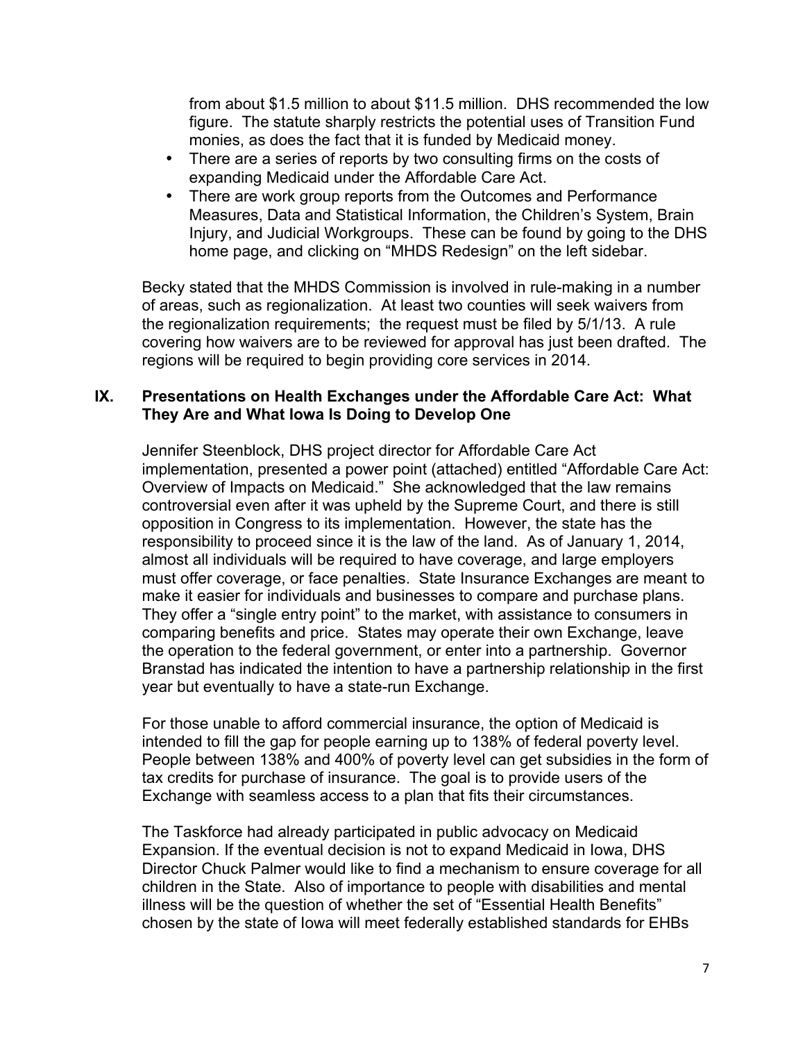from about \$1.5 million to about \$11.5 million. DHS recommended the low figure. The statute sharply restricts the potential uses of Transition Fund monies, as does the fact that it is funded by Medicaid money.

- There are a series of reports by two consulting firms on the costs of expanding Medicaid under the Affordable Care Act.
- There are work group reports from the Outcomes and Performance Measures, Data and Statistical Information, the Children's System, Brain Injury, and Judicial Workgroups. These can be found by going to the DHS home page, and clicking on "MHDS Redesign" on the left sidebar.

Becky stated that the MHDS Commission is involved in rule-making in a number of areas, such as regionalization. At least two counties will seek waivers from the regionalization requirements; the request must be filed by 5/1/13. A rule covering how waivers are to be reviewed for approval has just been drafted. The regions will be required to begin providing core services in 2014.

## IX. Presentations on Health Exchanges under the Affordable Care Act: What They Are and What Iowa Is Doing to Develop One

Jennifer Steenblock, DHS project director for Affordable Care Act implementation, presented a power point (attached) entitled "Affordable Care Act: Overview of Impacts on Medicaid." She acknowledged that the law remains controversial even after it was upheld by the Supreme Court, and there is still opposition in Congress to its implementation. However, the state has the responsibility to proceed since it is the law of the land. As of January 1, 2014, almost all individuals will be required to have coverage, and large employers must offer coverage, or face penalties. State Insurance Exchanges are meant to make it easier for individuals and businesses to compare and purchase plans. They offer a "single entry point" to the market, with assistance to consumers in comparing benefits and price. States may operate their own Exchange, leave the operation to the federal government, or enter into a partnership. Governor Branstad has indicated the intention to have a partnership relationship in the first year but eventually to have a state-run Exchange.

For those unable to afford commercial insurance, the option of Medicaid is intended to fill the gap for people earning up to 138% of federal poverty level. People between 138% and 400% of poverty level can get subsidies in the form of tax credits for purchase of insurance. The goal is to provide users of the Exchange with seamless access to a plan that fits their circumstances.

The Taskforce had already participated in public advocacy on Medicaid Expansion. If the eventual decision is not to expand Medicaid in Iowa, DHS Director Chuck Palmer would like to find a mechanism to ensure coverage for all children in the State. Also of importance to people with disabilities and mental illness will be the question of whether the set of "Essential Health Benefits" chosen by the state of Iowa will meet federally established standards for EHBs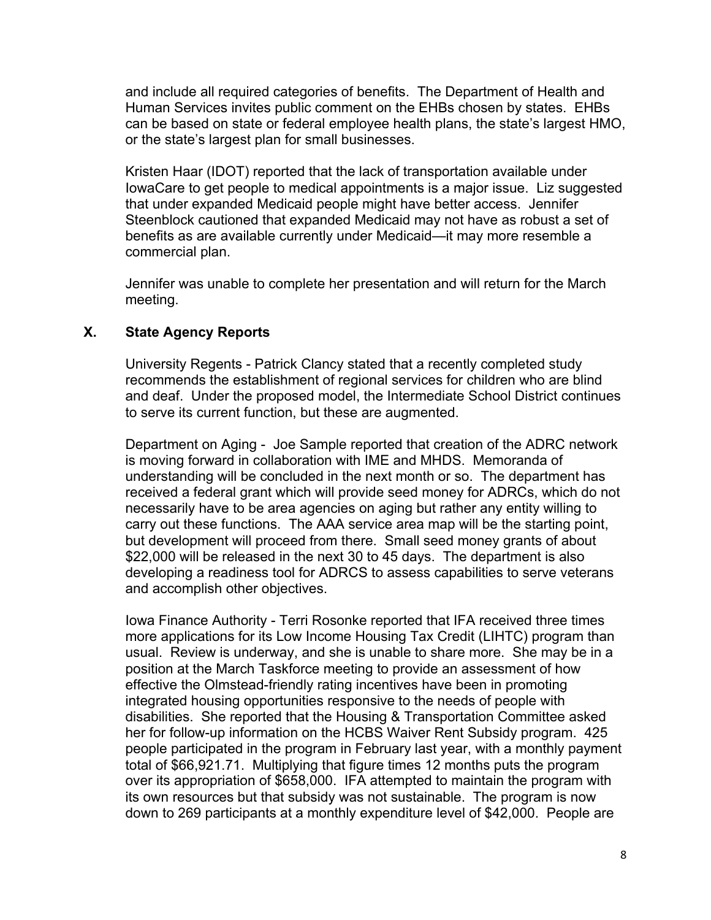and include all required categories of benefits. The Department of Health and Human Services invites public comment on the EHBs chosen by states. EHBs can be based on state or federal employee health plans, the state's largest HMO, or the state's largest plan for small businesses.

Kristen Haar (IDOT) reported that the lack of transportation available under IowaCare to get people to medical appointments is a major issue. Liz suggested that under expanded Medicaid people might have better access. Jennifer Steenblock cautioned that expanded Medicaid may not have as robust a set of benefits as are available currently under Medicaid—it may more resemble a commercial plan.

Jennifer was unable to complete her presentation and will return for the March meeting.

## X. State Agency Reports

University Regents - Patrick Clancy stated that a recently completed study recommends the establishment of regional services for children who are blind and deaf. Under the proposed model, the Intermediate School District continues to serve its current function, but these are augmented.

Department on Aging - Joe Sample reported that creation of the ADRC network is moving forward in collaboration with IME and MHDS. Memoranda of understanding will be concluded in the next month or so. The department has received a federal grant which will provide seed money for ADRCs, which do not necessarily have to be area agencies on aging but rather any entity willing to carry out these functions. The AAA service area map will be the starting point, but development will proceed from there. Small seed money grants of about $22,000 will be released in the next 30 to 45 days. The department is also developing a readiness tool for ADRCS to assess capabilities to serve veterans and accomplish other objectives.

Iowa Finance Authority - Terri Rosonke reported that IFA received three times more applications for its Low Income Housing Tax Credit (LIHTC) program than usual. Review is underway, and she is unable to share more. She may be in a position at the March Taskforce meeting to provide an assessment of how effective the Olmstead-friendly rating incentives have been in promoting integrated housing opportunities responsive to the needs of people with disabilities. She reported that the Housing & Transportation Committee asked her for follow-up information on the HCBS Waiver Rent Subsidy program. 425 people participated in the program in February last year, with a monthly payment total of $66,921.71. Multiplying that figure times 12 months puts the program over its appropriation of $658,000. IFA attempted to maintain the program with its own resources but that subsidy was not sustainable. The program is now down to 269 participants at a monthly expenditure level of $42,000. People are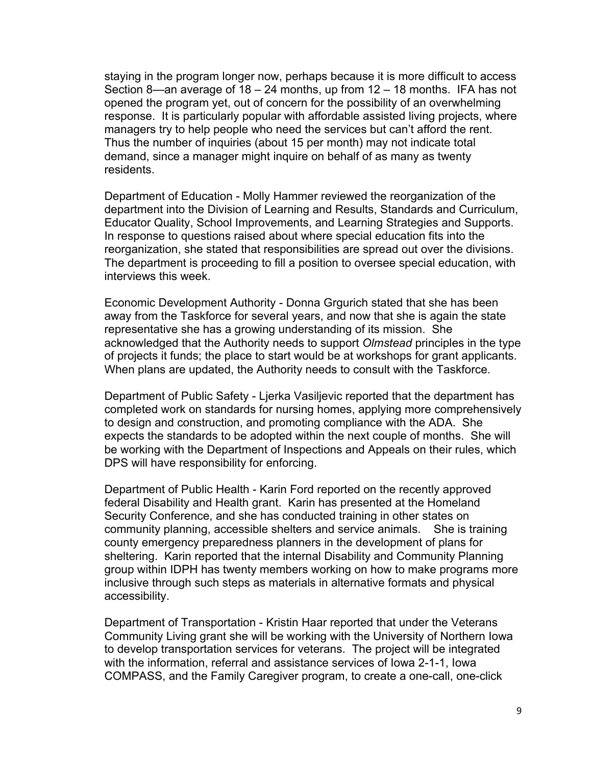staying in the program longer now, perhaps because it is more difficult to access Section 8—an average of 18 – 24 months, up from 12 – 18 months. IFA has not opened the program yet, out of concern for the possibility of an overwhelming response. It is particularly popular with affordable assisted living projects, where managers try to help people who need the services but can't afford the rent. Thus the number of inquiries (about 15 per month) may not indicate total demand, since a manager might inquire on behalf of as many as twenty residents.

Department of Education - Molly Hammer reviewed the reorganization of the department into the Division of Learning and Results, Standards and Curriculum, Educator Quality, School Improvements, and Learning Strategies and Supports. In response to questions raised about where special education fits into the reorganization, she stated that responsibilities are spread out over the divisions. The department is proceeding to fill a position to oversee special education, with interviews this week.

Economic Development Authority - Donna Grgurich stated that she has been away from the Taskforce for several years, and now that she is again the state representative she has a growing understanding of its mission. She acknowledged that the Authority needs to support *Olmstead* principles in the type of projects it funds; the place to start would be at workshops for grant applicants. When plans are updated, the Authority needs to consult with the Taskforce.

Department of Public Safety - Ljerka Vasiljevic reported that the department has completed work on standards for nursing homes, applying more comprehensively to design and construction, and promoting compliance with the ADA. She expects the standards to be adopted within the next couple of months. She will be working with the Department of Inspections and Appeals on their rules, which DPS will have responsibility for enforcing.

Department of Public Health - Karin Ford reported on the recently approved federal Disability and Health grant. Karin has presented at the Homeland Security Conference, and she has conducted training in other states on community planning, accessible shelters and service animals. She is training county emergency preparedness planners in the development of plans for sheltering. Karin reported that the internal Disability and Community Planning group within IDPH has twenty members working on how to make programs more inclusive through such steps as materials in alternative formats and physical accessibility.

Department of Transportation - Kristin Haar reported that under the Veterans Community Living grant she will be working with the University of Northern Iowa to develop transportation services for veterans. The project will be integrated with the information, referral and assistance services of Iowa 2-1-1, Iowa COMPASS, and the Family Caregiver program, to create a one-call, one-click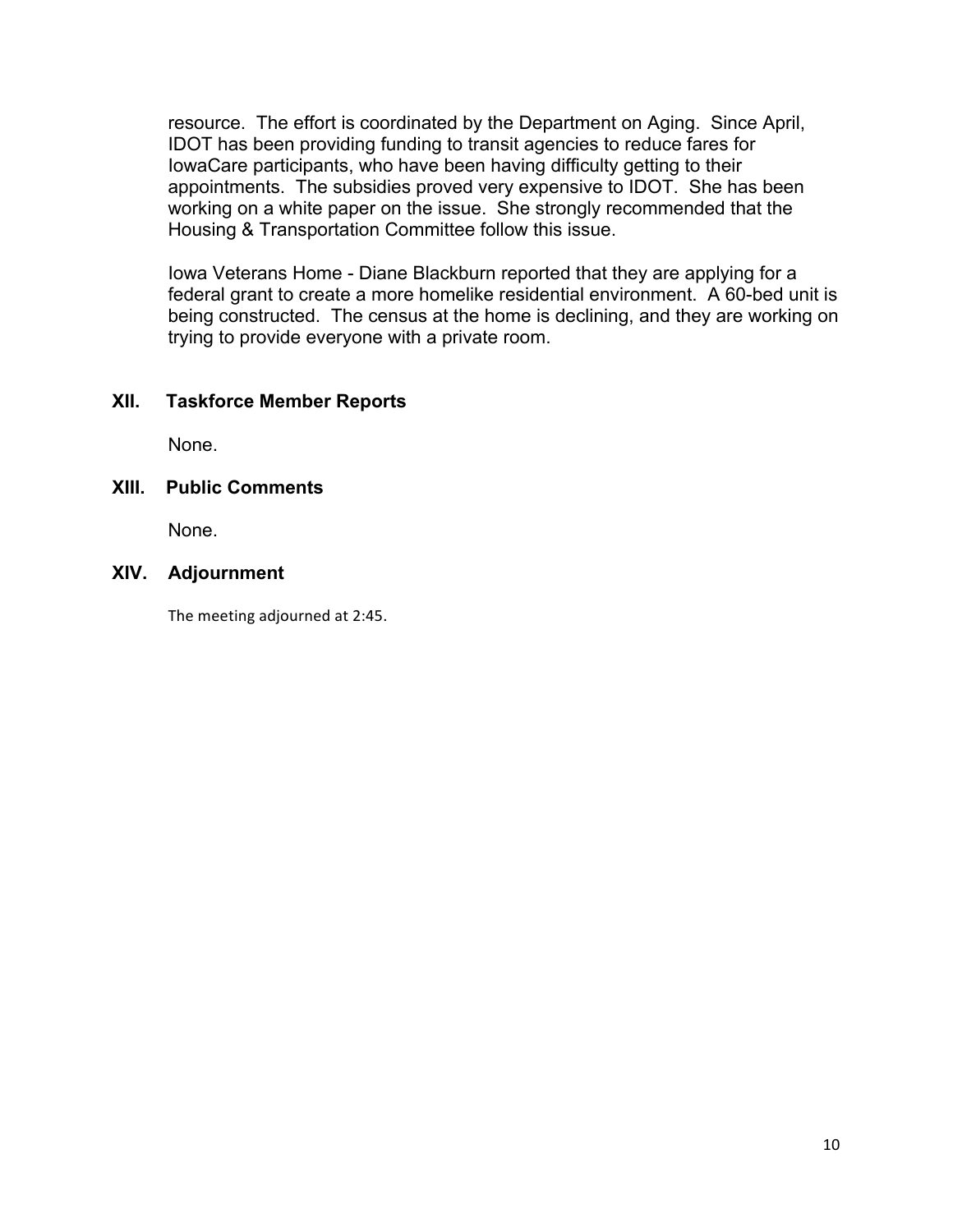resource. The effort is coordinated by the Department on Aging. Since April, IDOT has been providing funding to transit agencies to reduce fares for IowaCare participants, who have been having difficulty getting to their appointments. The subsidies proved very expensive to IDOT. She has been working on a white paper on the issue. She strongly recommended that the Housing & Transportation Committee follow this issue.

Iowa Veterans Home - Diane Blackburn reported that they are applying for a federal grant to create a more homelike residential environment. A 60-bed unit is being constructed. The census at the home is declining, and they are working on trying to provide everyone with a private room.

## XII. Taskforce Member Reports

None.

## XIII. Public Comments

None.

## XIV. Adjournment

The meeting adjourned at 2:45.